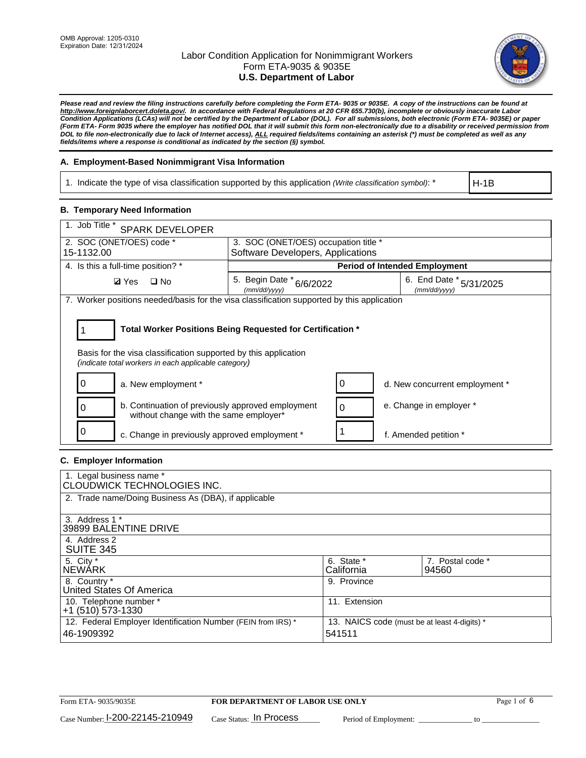OMB Approval: 1205-0310
Expiration Date: 12/31/2024

# Labor Condition Application for Nonimmigrant Workers
## Form ETA-9035 & 9035E
## U.S. Department of Labor

***Please read and review the filing instructions carefully before completing the Form ETA- 9035 or 9035E. A copy of the instructions can be found at http://www.foreignlaborcert.doleta.gov/. In accordance with Federal Regulations at 20 CFR 655.730(b), incomplete or obviously inaccurate Labor Condition Applications (LCAs) will not be certified by the Department of Labor (DOL). For all submissions, both electronic (Form ETA- 9035E) or paper (Form ETA- Form 9035 where the employer has notified DOL that it will submit this form non-electronically due to a disability or received permission from DOL to file non-electronically due to lack of Internet access), ALL required fields/items containing an asterisk (*) must be completed as well as any fields/items where a response is conditional as indicated by the section (§) symbol.***

### A. Employment-Based Nonimmigrant Visa Information

| 1. Indicate the type of visa classification supported by this application *(Write classification symbol)*: * | H-1B |
|---|---|

### B. Temporary Need Information

| 1. Job Title * SPARK DEVELOPER | | |
|---|---|---|
| 2. SOC (ONET/OES) code * 15-1132.00 | 3. SOC (ONET/OES) occupation title * Software Developers, Applications | |
| 4. Is this a full-time position? * | **Period of Intended Employment** | |
| ☑ Yes ☐ No | 5. Begin Date * *(mm/dd/yyyy)* 6/6/2022 | 6. End Date * *(mm/dd/yyyy)* 5/31/2025 |

7. Worker positions needed/basis for the visa classification supported by this application

**1** — **Total Worker Positions Being Requested for Certification ***

Basis for the visa classification supported by this application
*(indicate total workers in each applicable category)*

| Count | Category | Count | Category |
|---|---|---|---|
| 0 | a. New employment * | 0 | d. New concurrent employment * |
| 0 | b. Continuation of previously approved employment without change with the same employer* | 0 | e. Change in employer * |
| 0 | c. Change in previously approved employment * | 1 | f. Amended petition * |

### C. Employer Information

| 1. Legal business name * CLOUDWICK TECHNOLOGIES INC. | | |
|---|---|---|
| 2. Trade name/Doing Business As (DBA), if applicable | | |
| 3. Address 1 * 39899 BALENTINE DRIVE | | |
| 4. Address 2 SUITE 345 | | |
| 5. City * NEWARK | 6. State * California | 7. Postal code * 94560 |
| 8. Country * United States Of America | 9. Province | |
| 10. Telephone number * +1 (510) 573-1330 | 11. Extension | |
| 12. Federal Employer Identification Number (FEIN from IRS) * 46-1909392 | 13. NAICS code (must be at least 4-digits) * 541511 | |

Form ETA- 9035/9035E — **FOR DEPARTMENT OF LABOR USE ONLY**

Case Number: I-200-22145-210949 Case Status: In Process Period of Employment: _____________ to _____________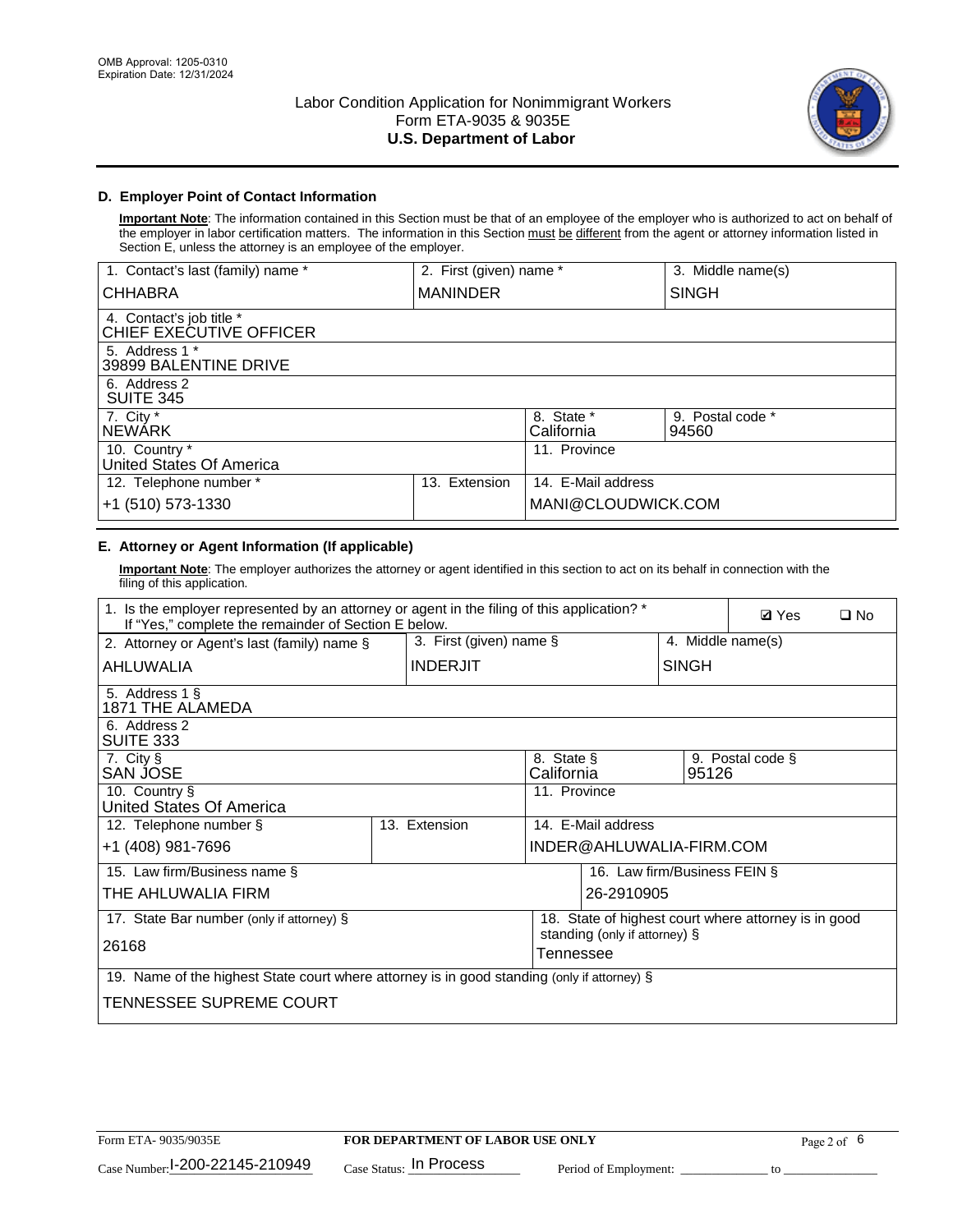OMB Approval: 1205-0310
Expiration Date: 12/31/2024

Labor Condition Application for Nonimmigrant Workers
Form ETA-9035 & 9035E
**U.S. Department of Labor**

## D. Employer Point of Contact Information

**Important Note**: The information contained in this Section must be that of an employee of the employer who is authorized to act on behalf of the employer in labor certification matters. The information in this Section must be different from the agent or attorney information listed in Section E, unless the attorney is an employee of the employer.

| 1. Contact's last (family) name * | 2. First (given) name * | 3. Middle name(s) |
|---|---|---|
| CHHABRA | MANINDER | SINGH |
| 4. Contact's job title * CHIEF EXECUTIVE OFFICER | | |
| 5. Address 1 * 39899 BALENTINE DRIVE | | |
| 6. Address 2 SUITE 345 | | |
| 7. City * NEWARK | 8. State * California | 9. Postal code * 94560 |
| 10. Country * United States Of America | 11. Province | |
| 12. Telephone number * +1 (510) 573-1330 | 13. Extension | 14. E-Mail address MANI@CLOUDWICK.COM |

## E. Attorney or Agent Information (If applicable)

**Important Note**: The employer authorizes the attorney or agent identified in this section to act on its behalf in connection with the filing of this application.

| 1. Is the employer represented by an attorney or agent in the filing of this application? * If "Yes," complete the remainder of Section E below. | | ☑ Yes ☐ No |
|---|---|---|
| 2. Attorney or Agent's last (family) name § | 3. First (given) name § | 4. Middle name(s) |
| AHLUWALIA | INDERJIT | SINGH |
| 5. Address 1 § 1871 THE ALAMEDA | | |
| 6. Address 2 SUITE 333 | | |
| 7. City § SAN JOSE | 8. State § California | 9. Postal code § 95126 |
| 10. Country § United States Of America | 11. Province | |
| 12. Telephone number § +1 (408) 981-7696 | 13. Extension | 14. E-Mail address INDER@AHLUWALIA-FIRM.COM |
| 15. Law firm/Business name § THE AHLUWALIA FIRM | | 16. Law firm/Business FEIN § 26-2910905 |
| 17. State Bar number (only if attorney) § 26168 | | 18. State of highest court where attorney is in good standing (only if attorney) § Tennessee |
| 19. Name of the highest State court where attorney is in good standing (only if attorney) § TENNESSEE SUPREME COURT | | |

Form ETA- 9035/9035E | **FOR DEPARTMENT OF LABOR USE ONLY**

Case Number: I-200-22145-210949 Case Status: In Process Period of Employment: _____________ to _______________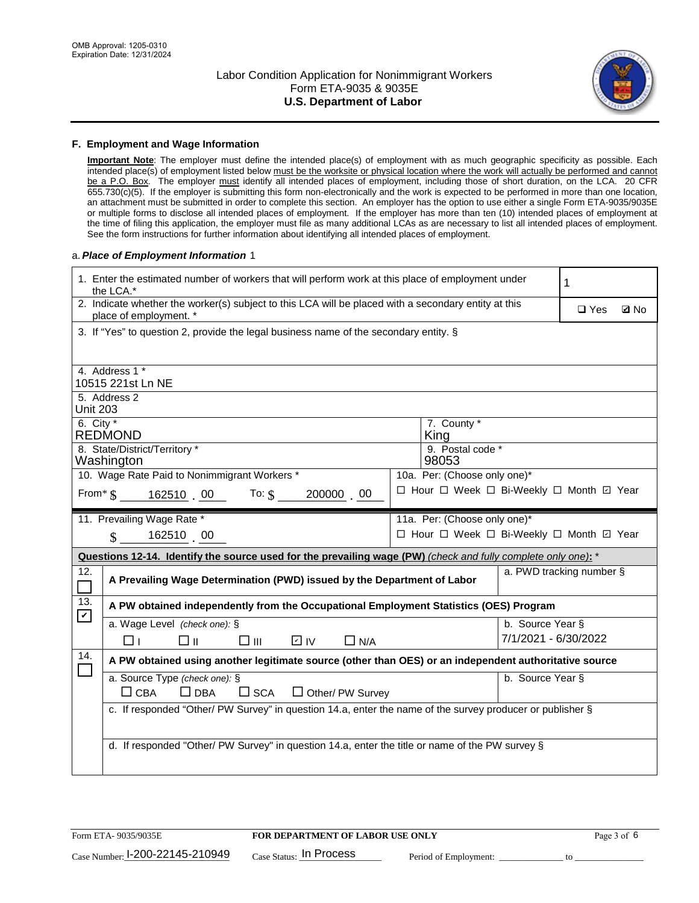## F. Employment and Wage Information

**Important Note**: The employer must define the intended place(s) of employment with as much geographic specificity as possible. Each intended place(s) of employment listed below must be the worksite or physical location where the work will actually be performed and cannot be a P.O. Box. The employer must identify all intended places of employment, including those of short duration, on the LCA. 20 CFR 655.730(c)(5). If the employer is submitting this form non-electronically and the work is expected to be performed in more than one location, an attachment must be submitted in order to complete this section. An employer has the option to use either a single Form ETA-9035/9035E or multiple forms to disclose all intended places of employment. If the employer has more than ten (10) intended places of employment at the time of filing this application, the employer must file as many additional LCAs as are necessary to list all intended places of employment. See the form instructions for further information about identifying all intended places of employment.

a. *Place of Employment Information* 1

| | |
|---|---|
| 1. Enter the estimated number of workers that will perform work at this place of employment under the LCA.* | 1 |
| 2. Indicate whether the worker(s) subject to this LCA will be placed with a secondary entity at this place of employment. * | ☐ Yes ☑ No |
| 3. If "Yes" to question 2, provide the legal business name of the secondary entity. § | |
| 4. Address 1 * 10515 221st Ln NE | |
| 5. Address 2 Unit 203 | |
| 6. City * REDMOND | 7. County * King |
| 8. State/District/Territory * Washington | 9. Postal code * 98053 |
| 10. Wage Rate Paid to Nonimmigrant Workers * From* $ 162510 . 00 To: $ 200000 . 00 | 10a. Per: (Choose only one)* ☐ Hour ☐ Week ☐ Bi-Weekly ☐ Month ☑ Year |
| 11. Prevailing Wage Rate * $ 162510 . 00 | 11a. Per: (Choose only one)* ☐ Hour ☐ Week ☐ Bi-Weekly ☐ Month ☑ Year |

**Questions 12-14. Identify the source used for the prevailing wage (PW)** *(check and fully complete only one)*: *

| | | |
|---|---|---|
| 12. ☐ | **A Prevailing Wage Determination (PWD) issued by the Department of Labor** | a. PWD tracking number § |
| 13. ☑ | **A PW obtained independently from the Occupational Employment Statistics (OES) Program** | |
| | a. Wage Level *(check one)*: § ☐ I ☐ II ☐ III ☑ IV ☐ N/A | b. Source Year § 7/1/2021 - 6/30/2022 |
| 14. ☐ | **A PW obtained using another legitimate source (other than OES) or an independent authoritative source** | |
| | a. Source Type *(check one)*: § ☐ CBA ☐ DBA ☐ SCA ☐ Other/ PW Survey | b. Source Year § |
| | c. If responded "Other/ PW Survey" in question 14.a, enter the name of the survey producer or publisher § | |
| | d. If responded "Other/ PW Survey" in question 14.a, enter the title or name of the PW survey § | |

Form ETA- 9035/9035E | **FOR DEPARTMENT OF LABOR USE ONLY**

Case Number: I-200-22145-210949 Case Status: In Process Period of Employment: _____________ to _______________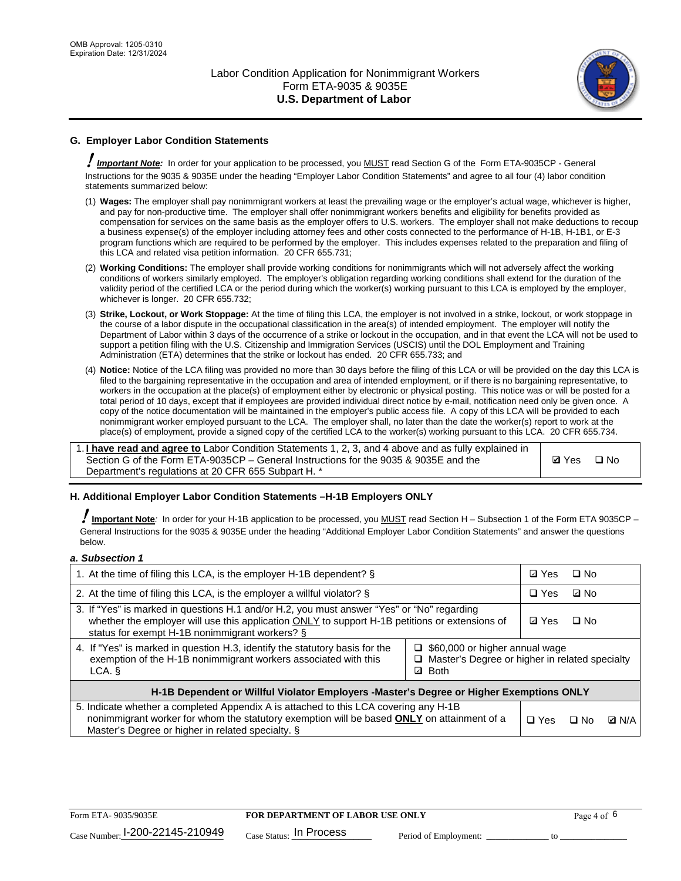## G. Employer Labor Condition Statements

! ***Important Note:*** In order for your application to be processed, you MUST read Section G of the Form ETA-9035CP - General Instructions for the 9035 & 9035E under the heading "Employer Labor Condition Statements" and agree to all four (4) labor condition statements summarized below:

(1) **Wages:** The employer shall pay nonimmigrant workers at least the prevailing wage or the employer's actual wage, whichever is higher, and pay for non-productive time. The employer shall offer nonimmigrant workers benefits and eligibility for benefits provided as compensation for services on the same basis as the employer offers to U.S. workers. The employer shall not make deductions to recoup a business expense(s) of the employer including attorney fees and other costs connected to the performance of H-1B, H-1B1, or E-3 program functions which are required to be performed by the employer. This includes expenses related to the preparation and filing of this LCA and related visa petition information. 20 CFR 655.731;

(2) **Working Conditions:** The employer shall provide working conditions for nonimmigrants which will not adversely affect the working conditions of workers similarly employed. The employer's obligation regarding working conditions shall extend for the duration of the validity period of the certified LCA or the period during which the worker(s) working pursuant to this LCA is employed by the employer, whichever is longer. 20 CFR 655.732;

(3) **Strike, Lockout, or Work Stoppage:** At the time of filing this LCA, the employer is not involved in a strike, lockout, or work stoppage in the course of a labor dispute in the occupational classification in the area(s) of intended employment. The employer will notify the Department of Labor within 3 days of the occurrence of a strike or lockout in the occupation, and in that event the LCA will not be used to support a petition filing with the U.S. Citizenship and Immigration Services (USCIS) until the DOL Employment and Training Administration (ETA) determines that the strike or lockout has ended. 20 CFR 655.733; and

(4) **Notice:** Notice of the LCA filing was provided no more than 30 days before the filing of this LCA or will be provided on the day this LCA is filed to the bargaining representative in the occupation and area of intended employment, or if there is no bargaining representative, to workers in the occupation at the place(s) of employment either by electronic or physical posting. This notice was or will be posted for a total period of 10 days, except that if employees are provided individual direct notice by e-mail, notification need only be given once. A copy of the notice documentation will be maintained in the employer's public access file. A copy of this LCA will be provided to each nonimmigrant worker employed pursuant to the LCA. The employer shall, no later than the date the worker(s) report to work at the place(s) of employment, provide a signed copy of the certified LCA to the worker(s) working pursuant to this LCA. 20 CFR 655.734.

| | |
|---|---|
| 1. **I have read and agree to** Labor Condition Statements 1, 2, 3, and 4 above and as fully explained in Section G of the Form ETA-9035CP – General Instructions for the 9035 & 9035E and the Department's regulations at 20 CFR 655 Subpart H. * | ☑ Yes ☐ No |

## H. Additional Employer Labor Condition Statements –H-1B Employers ONLY

! **Important Note**: In order for your H-1B application to be processed, you MUST read Section H – Subsection 1 of the Form ETA 9035CP – General Instructions for the 9035 & 9035E under the heading "Additional Employer Labor Condition Statements" and answer the questions below.

***a. Subsection 1***

| | |
|---|---|
| 1. At the time of filing this LCA, is the employer H-1B dependent? § | ☑ Yes ☐ No |
| 2. At the time of filing this LCA, is the employer a willful violator? § | ☐ Yes ☑ No |
| 3. If "Yes" is marked in questions H.1 and/or H.2, you must answer "Yes" or "No" regarding whether the employer will use this application ONLY to support H-1B petitions or extensions of status for exempt H-1B nonimmigrant workers? § | ☑ Yes ☐ No |
| 4. If "Yes" is marked in question H.3, identify the statutory basis for the exemption of the H-1B nonimmigrant workers associated with this LCA. § | ☐ $60,000 or higher annual wage ☐ Master's Degree or higher in related specialty ☑ Both |
| **H-1B Dependent or Willful Violator Employers -Master's Degree or Higher Exemptions ONLY** | |
| 5. Indicate whether a completed Appendix A is attached to this LCA covering any H-1B nonimmigrant worker for whom the statutory exemption will be based **ONLY** on attainment of a Master's Degree or higher in related specialty. § | ☐ Yes ☐ No ☑ N/A |

Form ETA- 9035/9035E | **FOR DEPARTMENT OF LABOR USE ONLY**

Case Number: I-200-22145-210949 Case Status: In Process Period of Employment: _____________ to _____________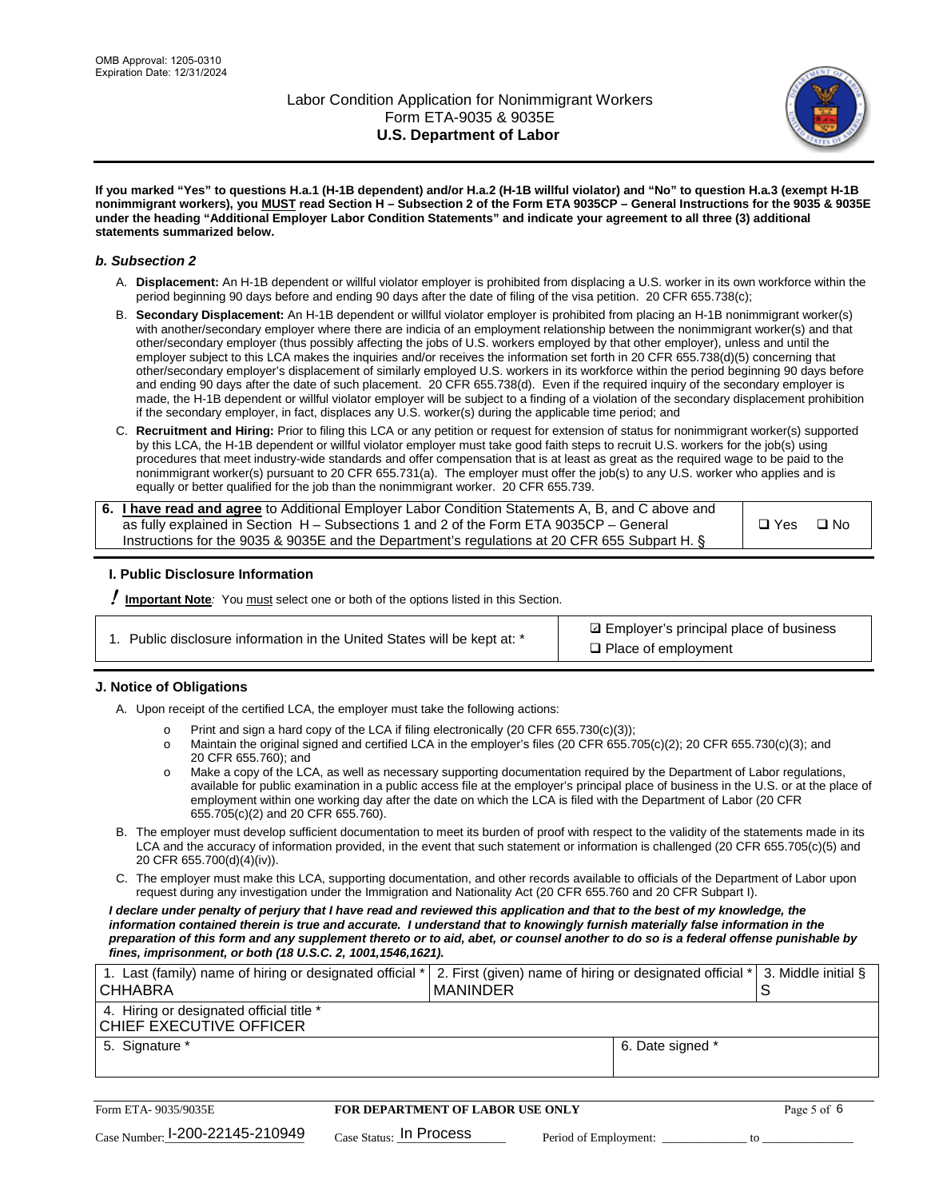If you marked "Yes" to questions H.a.1 (H-1B dependent) and/or H.a.2 (H-1B willful violator) and "No" to question H.a.3 (exempt H-1B nonimmigrant workers), you MUST read Section H – Subsection 2 of the Form ETA 9035CP – General Instructions for the 9035 & 9035E under the heading "Additional Employer Labor Condition Statements" and indicate your agreement to all three (3) additional statements summarized below.

### b. Subsection 2

A. **Displacement:** An H-1B dependent or willful violator employer is prohibited from displacing a U.S. worker in its own workforce within the period beginning 90 days before and ending 90 days after the date of filing of the visa petition. 20 CFR 655.738(c);

B. **Secondary Displacement:** An H-1B dependent or willful violator employer is prohibited from placing an H-1B nonimmigrant worker(s) with another/secondary employer where there are indicia of an employment relationship between the nonimmigrant worker(s) and that other/secondary employer (thus possibly affecting the jobs of U.S. workers employed by that other employer), unless and until the employer subject to this LCA makes the inquiries and/or receives the information set forth in 20 CFR 655.738(d)(5) concerning that other/secondary employer's displacement of similarly employed U.S. workers in its workforce within the period beginning 90 days before and ending 90 days after the date of such placement. 20 CFR 655.738(d). Even if the required inquiry of the secondary employer is made, the H-1B dependent or willful violator employer will be subject to a finding of a violation of the secondary displacement prohibition if the secondary employer, in fact, displaces any U.S. worker(s) during the applicable time period; and

C. **Recruitment and Hiring:** Prior to filing this LCA or any petition or request for extension of status for nonimmigrant worker(s) supported by this LCA, the H-1B dependent or willful violator employer must take good faith steps to recruit U.S. workers for the job(s) using procedures that meet industry-wide standards and offer compensation that is at least as great as the required wage to be paid to the nonimmigrant worker(s) pursuant to 20 CFR 655.731(a). The employer must offer the job(s) to any U.S. worker who applies and is equally or better qualified for the job than the nonimmigrant worker. 20 CFR 655.739.

| 6. **I have read and agree** to Additional Employer Labor Condition Statements A, B, and C above and as fully explained in Section H – Subsections 1 and 2 of the Form ETA 9035CP – General Instructions for the 9035 & 9035E and the Department's regulations at 20 CFR 655 Subpart H. § | ❑ Yes ❑ No |
|---|---|

## I. Public Disclosure Information

**! Important Note:** You must select one or both of the options listed in this Section.

| 1. Public disclosure information in the United States will be kept at: * | ☑ Employer's principal place of business<br>❑ Place of employment |
|---|---|

## J. Notice of Obligations

A. Upon receipt of the certified LCA, the employer must take the following actions:

- Print and sign a hard copy of the LCA if filing electronically (20 CFR 655.730(c)(3));
- Maintain the original signed and certified LCA in the employer's files (20 CFR 655.705(c)(2); 20 CFR 655.730(c)(3); and 20 CFR 655.760); and
- Make a copy of the LCA, as well as necessary supporting documentation required by the Department of Labor regulations, available for public examination in a public access file at the employer's principal place of business in the U.S. or at the place of employment within one working day after the date on which the LCA is filed with the Department of Labor (20 CFR 655.705(c)(2) and 20 CFR 655.760).

B. The employer must develop sufficient documentation to meet its burden of proof with respect to the validity of the statements made in its LCA and the accuracy of information provided, in the event that such statement or information is challenged (20 CFR 655.705(c)(5) and 20 CFR 655.700(d)(4)(iv)).

C. The employer must make this LCA, supporting documentation, and other records available to officials of the Department of Labor upon request during any investigation under the Immigration and Nationality Act (20 CFR 655.760 and 20 CFR Subpart I).

***I declare under penalty of perjury that I have read and reviewed this application and that to the best of my knowledge, the information contained therein is true and accurate. I understand that to knowingly furnish materially false information in the preparation of this form and any supplement thereto or to aid, abet, or counsel another to do so is a federal offense punishable by fines, imprisonment, or both (18 U.S.C. 2, 1001,1546,1621).***

| 1. Last (family) name of hiring or designated official * | 2. First (given) name of hiring or designated official * | 3. Middle initial § |
|---|---|---|
| CHHABRA | MANINDER | S |
| 4. Hiring or designated official title * | | |
| CHIEF EXECUTIVE OFFICER | | |
| 5. Signature * | 6. Date signed * | |
| | | |

| Form ETA- 9035/9035E | FOR DEPARTMENT OF LABOR USE ONLY | |
|---|---|---|
| Case Number: I-200-22145-210949 | Case Status: In Process | Period of Employment: _____________ to _____________ |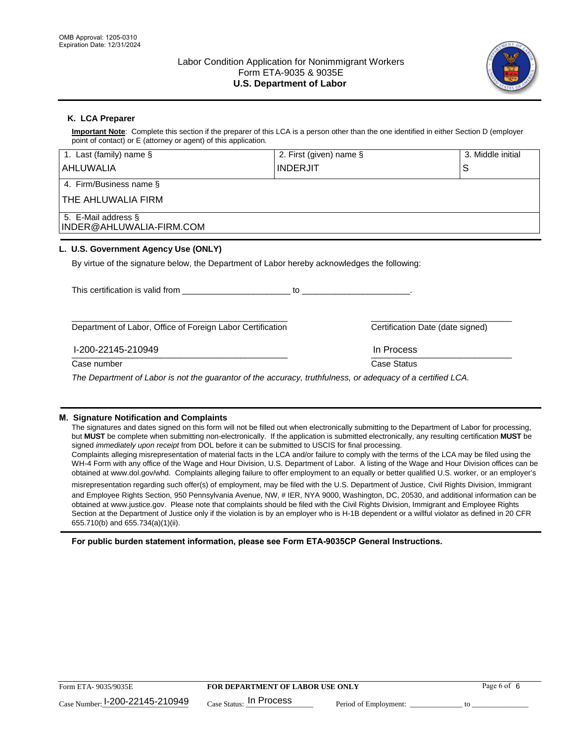OMB Approval: 1205-0310
Expiration Date: 12/31/2024

Labor Condition Application for Nonimmigrant Workers
Form ETA-9035 & 9035E
**U.S. Department of Labor**

## K. LCA Preparer

**Important Note**: Complete this section if the preparer of this LCA is a person other than the one identified in either Section D (employer point of contact) or E (attorney or agent) of this application.

| 1. Last (family) name § | 2. First (given) name § | 3. Middle initial |
|---|---|---|
| AHLUWALIA | INDERJIT | S |
| 4. Firm/Business name § | | |
| THE AHLUWALIA FIRM | | |
| 5. E-Mail address § | | |
| INDER@AHLUWALIA-FIRM.COM | | |

## L. U.S. Government Agency Use (ONLY)

By virtue of the signature below, the Department of Labor hereby acknowledges the following:

This certification is valid from ______________________ to ______________________.

Department of Labor, Office of Foreign Labor Certification

Certification Date (date signed)

I-200-22145-210949
Case number

In Process
Case Status

*The Department of Labor is not the guarantor of the accuracy, truthfulness, or adequacy of a certified LCA.*

## M. Signature Notification and Complaints

The signatures and dates signed on this form will not be filled out when electronically submitting to the Department of Labor for processing, but **MUST** be complete when submitting non-electronically. If the application is submitted electronically, any resulting certification **MUST** be signed *immediately upon receipt* from DOL before it can be submitted to USCIS for final processing.

Complaints alleging misrepresentation of material facts in the LCA and/or failure to comply with the terms of the LCA may be filed using the WH-4 Form with any office of the Wage and Hour Division, U.S. Department of Labor. A listing of the Wage and Hour Division offices can be obtained at www.dol.gov/whd. Complaints alleging failure to offer employment to an equally or better qualified U.S. worker, or an employer's misrepresentation regarding such offer(s) of employment, may be filed with the U.S. Department of Justice, Civil Rights Division, Immigrant and Employee Rights Section, 950 Pennsylvania Avenue, NW, # IER, NYA 9000, Washington, DC, 20530, and additional information can be obtained at www.justice.gov. Please note that complaints should be filed with the Civil Rights Division, Immigrant and Employee Rights Section at the Department of Justice only if the violation is by an employer who is H-1B dependent or a willful violator as defined in 20 CFR 655.710(b) and 655.734(a)(1)(ii).

**For public burden statement information, please see Form ETA-9035CP General Instructions.**

Form ETA- 9035/9035E — **FOR DEPARTMENT OF LABOR USE ONLY**

Case Number: I-200-22145-210949 Case Status: In Process Period of Employment: ______________ to ______________